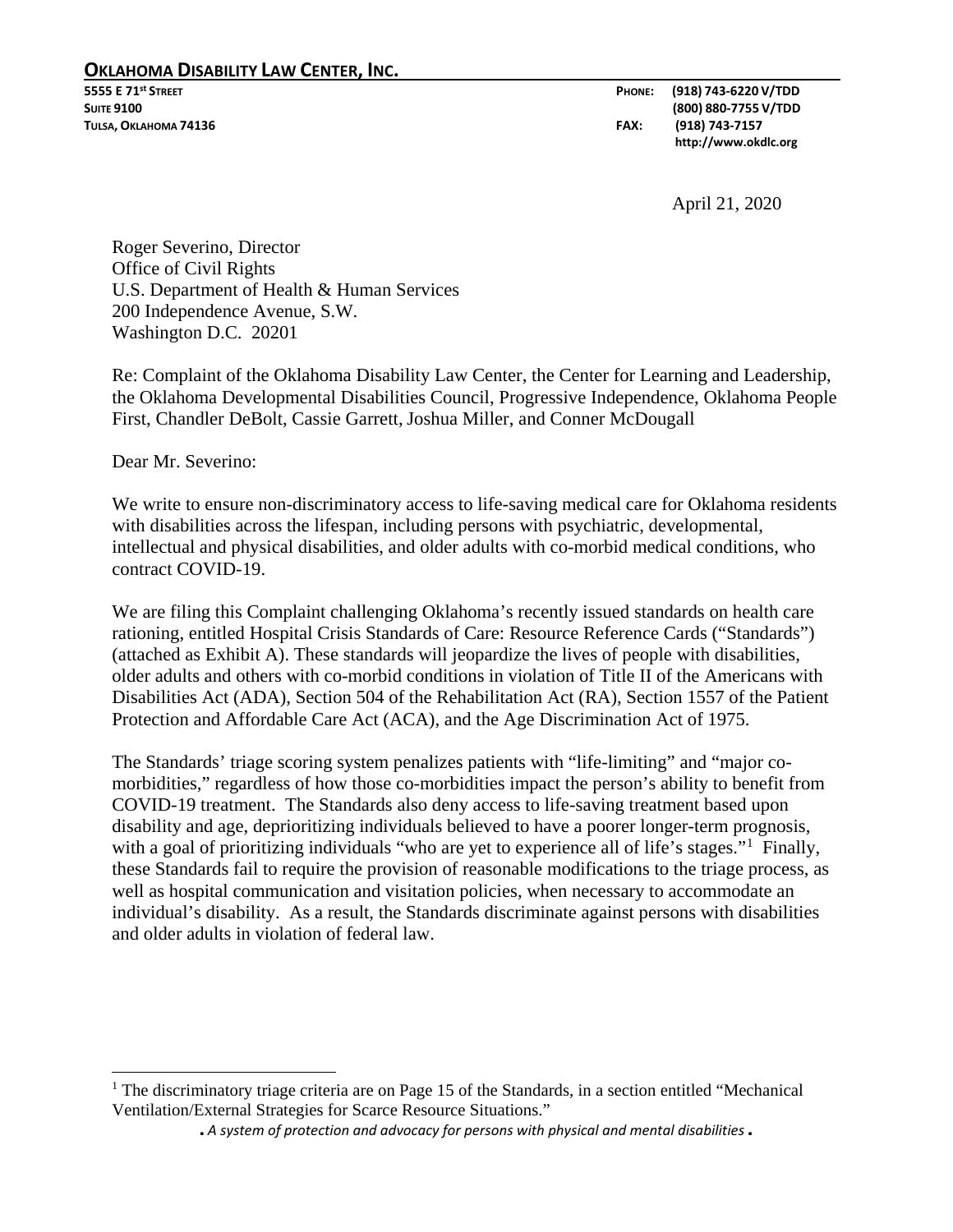**OKLAHOMA DISABILITY LAW CENTER, INC.**

**5555 E 71st STREET**
**SUITE 9100**
**TULSA, OKLAHOMA 74136**

**PHONE: (918) 743-6220 V/TDD**
**(800) 880-7755 V/TDD**
**FAX: (918) 743-7157**
**http://www.okdlc.org**

April 21, 2020

Roger Severino, Director
Office of Civil Rights
U.S. Department of Health & Human Services
200 Independence Avenue, S.W.
Washington D.C. 20201

Re: Complaint of the Oklahoma Disability Law Center, the Center for Learning and Leadership, the Oklahoma Developmental Disabilities Council, Progressive Independence, Oklahoma People First, Chandler DeBolt, Cassie Garrett, Joshua Miller, and Conner McDougall

Dear Mr. Severino:

We write to ensure non-discriminatory access to life-saving medical care for Oklahoma residents with disabilities across the lifespan, including persons with psychiatric, developmental, intellectual and physical disabilities, and older adults with co-morbid medical conditions, who contract COVID-19.

We are filing this Complaint challenging Oklahoma's recently issued standards on health care rationing, entitled Hospital Crisis Standards of Care: Resource Reference Cards ("Standards") (attached as Exhibit A). These standards will jeopardize the lives of people with disabilities, older adults and others with co-morbid conditions in violation of Title II of the Americans with Disabilities Act (ADA), Section 504 of the Rehabilitation Act (RA), Section 1557 of the Patient Protection and Affordable Care Act (ACA), and the Age Discrimination Act of 1975.

The Standards' triage scoring system penalizes patients with "life-limiting" and "major co-morbidities," regardless of how those co-morbidities impact the person's ability to benefit from COVID-19 treatment. The Standards also deny access to life-saving treatment based upon disability and age, deprioritizing individuals believed to have a poorer longer-term prognosis, with a goal of prioritizing individuals "who are yet to experience all of life's stages."[1] Finally, these Standards fail to require the provision of reasonable modifications to the triage process, as well as hospital communication and visitation policies, when necessary to accommodate an individual's disability. As a result, the Standards discriminate against persons with disabilities and older adults in violation of federal law.

[1] The discriminatory triage criteria are on Page 15 of the Standards, in a section entitled "Mechanical Ventilation/External Strategies for Scarce Resource Situations."

*. A system of protection and advocacy for persons with physical and mental disabilities .*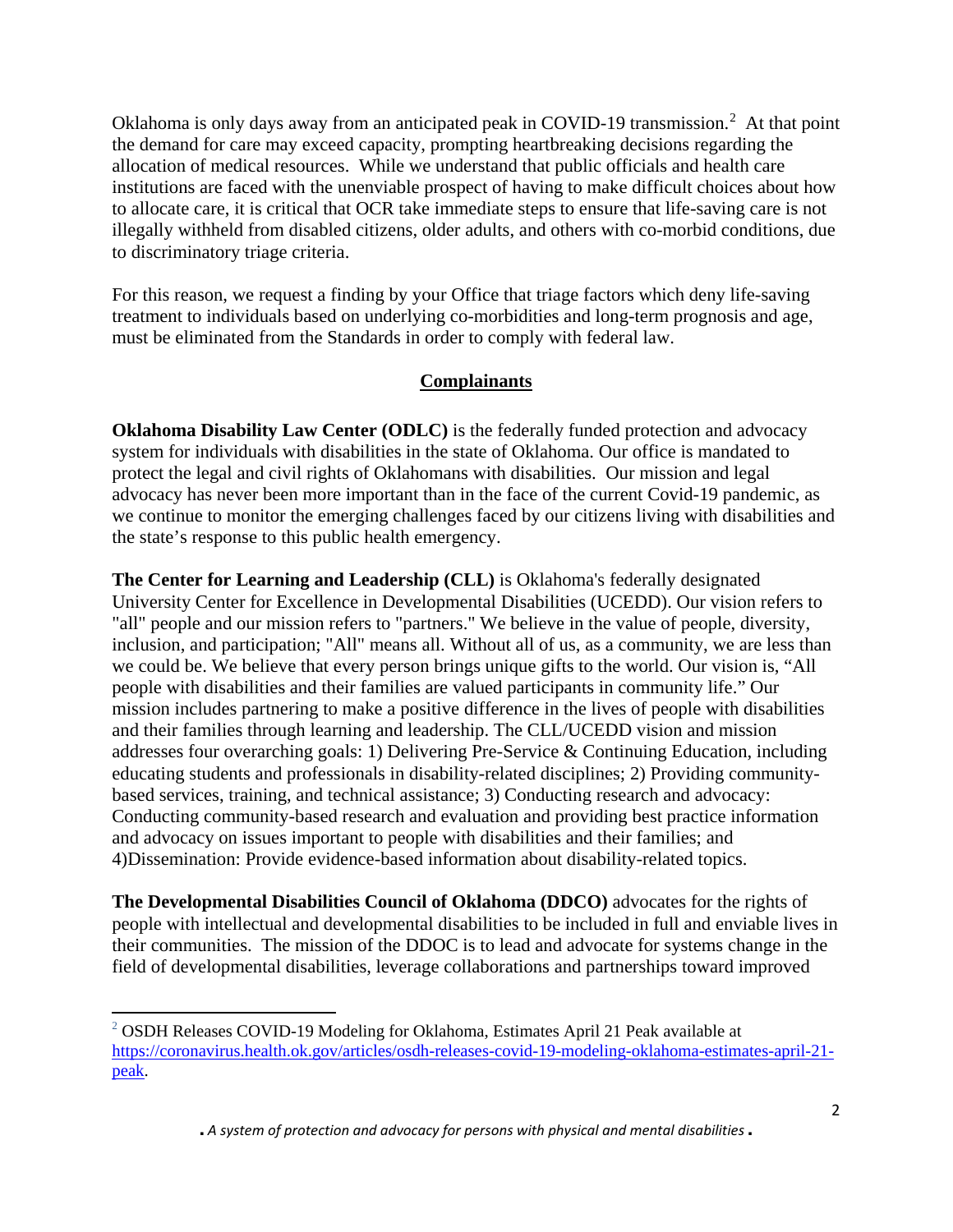Oklahoma is only days away from an anticipated peak in COVID-19 transmission.[2] At that point the demand for care may exceed capacity, prompting heartbreaking decisions regarding the allocation of medical resources. While we understand that public officials and health care institutions are faced with the unenviable prospect of having to make difficult choices about how to allocate care, it is critical that OCR take immediate steps to ensure that life-saving care is not illegally withheld from disabled citizens, older adults, and others with co-morbid conditions, due to discriminatory triage criteria.

For this reason, we request a finding by your Office that triage factors which deny life-saving treatment to individuals based on underlying co-morbidities and long-term prognosis and age, must be eliminated from the Standards in order to comply with federal law.

## Complainants

**Oklahoma Disability Law Center (ODLC)** is the federally funded protection and advocacy system for individuals with disabilities in the state of Oklahoma. Our office is mandated to protect the legal and civil rights of Oklahomans with disabilities. Our mission and legal advocacy has never been more important than in the face of the current Covid-19 pandemic, as we continue to monitor the emerging challenges faced by our citizens living with disabilities and the state's response to this public health emergency.

**The Center for Learning and Leadership (CLL)** is Oklahoma's federally designated University Center for Excellence in Developmental Disabilities (UCEDD). Our vision refers to "all" people and our mission refers to "partners." We believe in the value of people, diversity, inclusion, and participation; "All" means all. Without all of us, as a community, we are less than we could be. We believe that every person brings unique gifts to the world. Our vision is, "All people with disabilities and their families are valued participants in community life." Our mission includes partnering to make a positive difference in the lives of people with disabilities and their families through learning and leadership. The CLL/UCEDD vision and mission addresses four overarching goals: 1) Delivering Pre-Service & Continuing Education, including educating students and professionals in disability-related disciplines; 2) Providing community-based services, training, and technical assistance; 3) Conducting research and advocacy: Conducting community-based research and evaluation and providing best practice information and advocacy on issues important to people with disabilities and their families; and 4)Dissemination: Provide evidence-based information about disability-related topics.

**The Developmental Disabilities Council of Oklahoma (DDCO)** advocates for the rights of people with intellectual and developmental disabilities to be included in full and enviable lives in their communities. The mission of the DDOC is to lead and advocate for systems change in the field of developmental disabilities, leverage collaborations and partnerships toward improved

---

[2] OSDH Releases COVID-19 Modeling for Oklahoma, Estimates April 21 Peak available at https://coronavirus.health.ok.gov/articles/osdh-releases-covid-19-modeling-oklahoma-estimates-april-21-peak.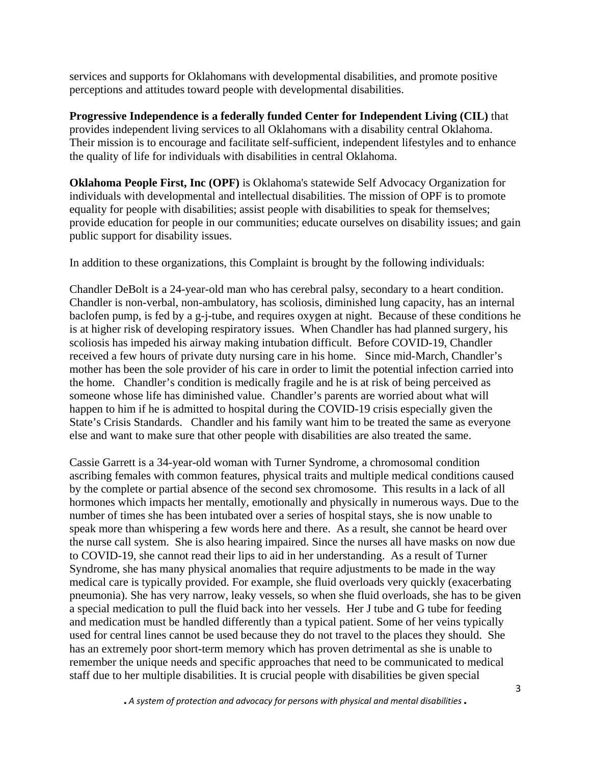services and supports for Oklahomans with developmental disabilities, and promote positive perceptions and attitudes toward people with developmental disabilities.

**Progressive Independence is a federally funded Center for Independent Living (CIL)** that provides independent living services to all Oklahomans with a disability central Oklahoma. Their mission is to encourage and facilitate self-sufficient, independent lifestyles and to enhance the quality of life for individuals with disabilities in central Oklahoma.

**Oklahoma People First, Inc (OPF)** is Oklahoma's statewide Self Advocacy Organization for individuals with developmental and intellectual disabilities. The mission of OPF is to promote equality for people with disabilities; assist people with disabilities to speak for themselves; provide education for people in our communities; educate ourselves on disability issues; and gain public support for disability issues.

In addition to these organizations, this Complaint is brought by the following individuals:

Chandler DeBolt is a 24-year-old man who has cerebral palsy, secondary to a heart condition. Chandler is non-verbal, non-ambulatory, has scoliosis, diminished lung capacity, has an internal baclofen pump, is fed by a g-j-tube, and requires oxygen at night. Because of these conditions he is at higher risk of developing respiratory issues. When Chandler has had planned surgery, his scoliosis has impeded his airway making intubation difficult. Before COVID-19, Chandler received a few hours of private duty nursing care in his home. Since mid-March, Chandler's mother has been the sole provider of his care in order to limit the potential infection carried into the home. Chandler's condition is medically fragile and he is at risk of being perceived as someone whose life has diminished value. Chandler's parents are worried about what will happen to him if he is admitted to hospital during the COVID-19 crisis especially given the State's Crisis Standards. Chandler and his family want him to be treated the same as everyone else and want to make sure that other people with disabilities are also treated the same.

Cassie Garrett is a 34-year-old woman with Turner Syndrome, a chromosomal condition ascribing females with common features, physical traits and multiple medical conditions caused by the complete or partial absence of the second sex chromosome. This results in a lack of all hormones which impacts her mentally, emotionally and physically in numerous ways. Due to the number of times she has been intubated over a series of hospital stays, she is now unable to speak more than whispering a few words here and there. As a result, she cannot be heard over the nurse call system. She is also hearing impaired. Since the nurses all have masks on now due to COVID-19, she cannot read their lips to aid in her understanding. As a result of Turner Syndrome, she has many physical anomalies that require adjustments to be made in the way medical care is typically provided. For example, she fluid overloads very quickly (exacerbating pneumonia). She has very narrow, leaky vessels, so when she fluid overloads, she has to be given a special medication to pull the fluid back into her vessels. Her J tube and G tube for feeding and medication must be handled differently than a typical patient. Some of her veins typically used for central lines cannot be used because they do not travel to the places they should. She has an extremely poor short-term memory which has proven detrimental as she is unable to remember the unique needs and specific approaches that need to be communicated to medical staff due to her multiple disabilities. It is crucial people with disabilities be given special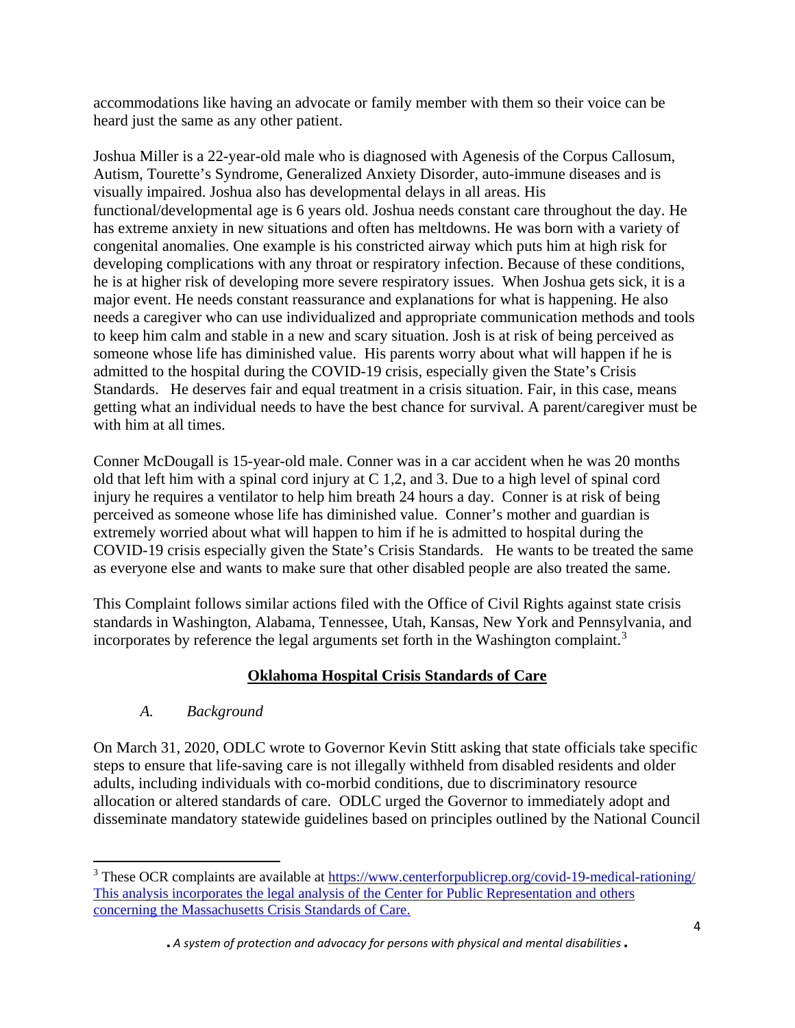accommodations like having an advocate or family member with them so their voice can be heard just the same as any other patient.

Joshua Miller is a 22-year-old male who is diagnosed with Agenesis of the Corpus Callosum, Autism, Tourette's Syndrome, Generalized Anxiety Disorder, auto-immune diseases and is visually impaired. Joshua also has developmental delays in all areas. His functional/developmental age is 6 years old. Joshua needs constant care throughout the day. He has extreme anxiety in new situations and often has meltdowns. He was born with a variety of congenital anomalies. One example is his constricted airway which puts him at high risk for developing complications with any throat or respiratory infection. Because of these conditions, he is at higher risk of developing more severe respiratory issues. When Joshua gets sick, it is a major event. He needs constant reassurance and explanations for what is happening. He also needs a caregiver who can use individualized and appropriate communication methods and tools to keep him calm and stable in a new and scary situation. Josh is at risk of being perceived as someone whose life has diminished value. His parents worry about what will happen if he is admitted to the hospital during the COVID-19 crisis, especially given the State's Crisis Standards. He deserves fair and equal treatment in a crisis situation. Fair, in this case, means getting what an individual needs to have the best chance for survival. A parent/caregiver must be with him at all times.

Conner McDougall is 15-year-old male. Conner was in a car accident when he was 20 months old that left him with a spinal cord injury at C 1,2, and 3. Due to a high level of spinal cord injury he requires a ventilator to help him breath 24 hours a day. Conner is at risk of being perceived as someone whose life has diminished value. Conner's mother and guardian is extremely worried about what will happen to him if he is admitted to hospital during the COVID-19 crisis especially given the State's Crisis Standards. He wants to be treated the same as everyone else and wants to make sure that other disabled people are also treated the same.

This Complaint follows similar actions filed with the Office of Civil Rights against state crisis standards in Washington, Alabama, Tennessee, Utah, Kansas, New York and Pennsylvania, and incorporates by reference the legal arguments set forth in the Washington complaint.[3]

## Oklahoma Hospital Crisis Standards of Care

### *A. Background*

On March 31, 2020, ODLC wrote to Governor Kevin Stitt asking that state officials take specific steps to ensure that life-saving care is not illegally withheld from disabled residents and older adults, including individuals with co-morbid conditions, due to discriminatory resource allocation or altered standards of care. ODLC urged the Governor to immediately adopt and disseminate mandatory statewide guidelines based on principles outlined by the National Council

---

[3] These OCR complaints are available at https://www.centerforpublicrep.org/covid-19-medical-rationing/ This analysis incorporates the legal analysis of the Center for Public Representation and others concerning the Massachusetts Crisis Standards of Care.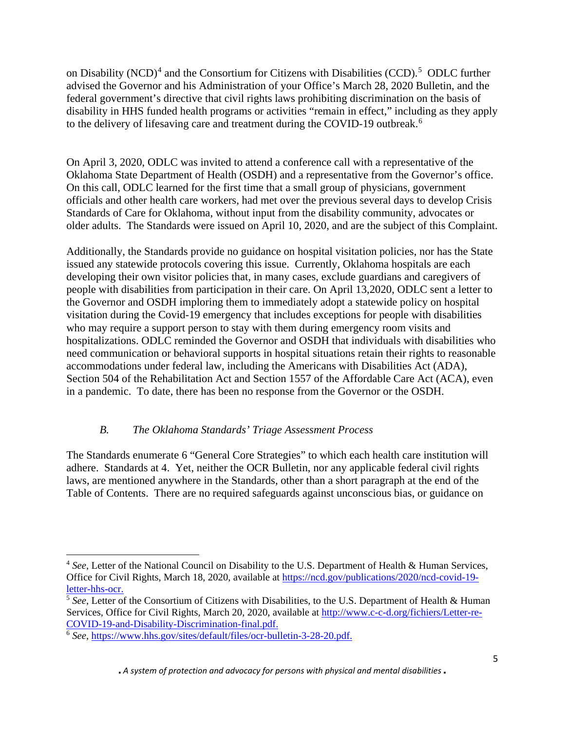on Disability (NCD)[4] and the Consortium for Citizens with Disabilities (CCD).[5] ODLC further advised the Governor and his Administration of your Office's March 28, 2020 Bulletin, and the federal government's directive that civil rights laws prohibiting discrimination on the basis of disability in HHS funded health programs or activities "remain in effect," including as they apply to the delivery of lifesaving care and treatment during the COVID-19 outbreak.[6]

On April 3, 2020, ODLC was invited to attend a conference call with a representative of the Oklahoma State Department of Health (OSDH) and a representative from the Governor's office. On this call, ODLC learned for the first time that a small group of physicians, government officials and other health care workers, had met over the previous several days to develop Crisis Standards of Care for Oklahoma, without input from the disability community, advocates or older adults. The Standards were issued on April 10, 2020, and are the subject of this Complaint.

Additionally, the Standards provide no guidance on hospital visitation policies, nor has the State issued any statewide protocols covering this issue. Currently, Oklahoma hospitals are each developing their own visitor policies that, in many cases, exclude guardians and caregivers of people with disabilities from participation in their care. On April 13,2020, ODLC sent a letter to the Governor and OSDH imploring them to immediately adopt a statewide policy on hospital visitation during the Covid-19 emergency that includes exceptions for people with disabilities who may require a support person to stay with them during emergency room visits and hospitalizations. ODLC reminded the Governor and OSDH that individuals with disabilities who need communication or behavioral supports in hospital situations retain their rights to reasonable accommodations under federal law, including the Americans with Disabilities Act (ADA), Section 504 of the Rehabilitation Act and Section 1557 of the Affordable Care Act (ACA), even in a pandemic. To date, there has been no response from the Governor or the OSDH.

### *B. The Oklahoma Standards' Triage Assessment Process*

The Standards enumerate 6 "General Core Strategies" to which each health care institution will adhere. Standards at 4. Yet, neither the OCR Bulletin, nor any applicable federal civil rights laws, are mentioned anywhere in the Standards, other than a short paragraph at the end of the Table of Contents. There are no required safeguards against unconscious bias, or guidance on

---

[4] *See*, Letter of the National Council on Disability to the U.S. Department of Health & Human Services, Office for Civil Rights, March 18, 2020, available at https://ncd.gov/publications/2020/ncd-covid-19-letter-hhs-ocr.

[5] *See*, Letter of the Consortium of Citizens with Disabilities, to the U.S. Department of Health & Human Services, Office for Civil Rights, March 20, 2020, available at http://www.c-c-d.org/fichiers/Letter-re-COVID-19-and-Disability-Discrimination-final.pdf.

[6] *See*, https://www.hhs.gov/sites/default/files/ocr-bulletin-3-28-20.pdf.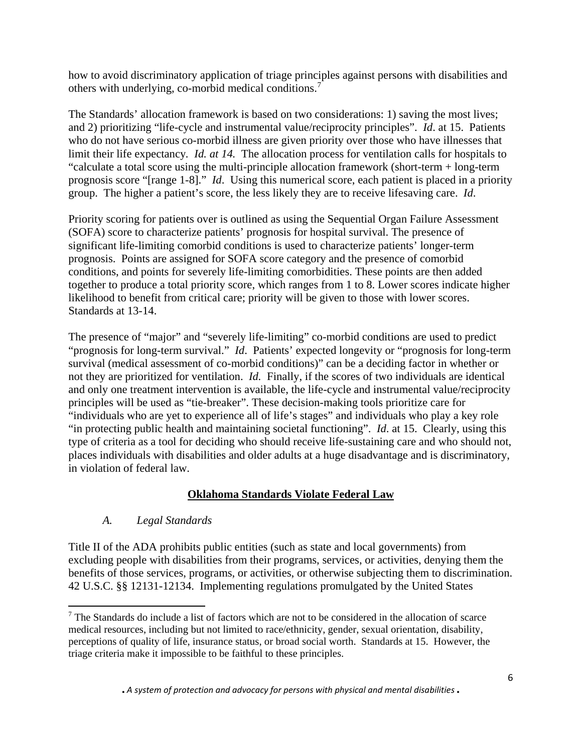how to avoid discriminatory application of triage principles against persons with disabilities and others with underlying, co-morbid medical conditions.[7]

The Standards' allocation framework is based on two considerations: 1) saving the most lives; and 2) prioritizing "life-cycle and instrumental value/reciprocity principles". *Id*. at 15. Patients who do not have serious co-morbid illness are given priority over those who have illnesses that limit their life expectancy. *Id. at 14.* The allocation process for ventilation calls for hospitals to "calculate a total score using the multi-principle allocation framework (short-term + long-term prognosis score "[range 1-8]." *Id*. Using this numerical score, each patient is placed in a priority group. The higher a patient's score, the less likely they are to receive lifesaving care. *Id*.

Priority scoring for patients over is outlined as using the Sequential Organ Failure Assessment (SOFA) score to characterize patients' prognosis for hospital survival. The presence of significant life-limiting comorbid conditions is used to characterize patients' longer-term prognosis. Points are assigned for SOFA score category and the presence of comorbid conditions, and points for severely life-limiting comorbidities. These points are then added together to produce a total priority score, which ranges from 1 to 8. Lower scores indicate higher likelihood to benefit from critical care; priority will be given to those with lower scores. Standards at 13-14.

The presence of "major" and "severely life-limiting" co-morbid conditions are used to predict "prognosis for long-term survival." *Id*. Patients' expected longevity or "prognosis for long-term survival (medical assessment of co-morbid conditions)" can be a deciding factor in whether or not they are prioritized for ventilation. *Id.* Finally, if the scores of two individuals are identical and only one treatment intervention is available, the life-cycle and instrumental value/reciprocity principles will be used as "tie-breaker". These decision-making tools prioritize care for "individuals who are yet to experience all of life's stages" and individuals who play a key role "in protecting public health and maintaining societal functioning". *Id*. at 15. Clearly, using this type of criteria as a tool for deciding who should receive life-sustaining care and who should not, places individuals with disabilities and older adults at a huge disadvantage and is discriminatory, in violation of federal law.

## Oklahoma Standards Violate Federal Law

### *A. Legal Standards*

Title II of the ADA prohibits public entities (such as state and local governments) from excluding people with disabilities from their programs, services, or activities, denying them the benefits of those services, programs, or activities, or otherwise subjecting them to discrimination. 42 U.S.C. §§ 12131-12134. Implementing regulations promulgated by the United States

[7] The Standards do include a list of factors which are not to be considered in the allocation of scarce medical resources, including but not limited to race/ethnicity, gender, sexual orientation, disability, perceptions of quality of life, insurance status, or broad social worth. Standards at 15. However, the triage criteria make it impossible to be faithful to these principles.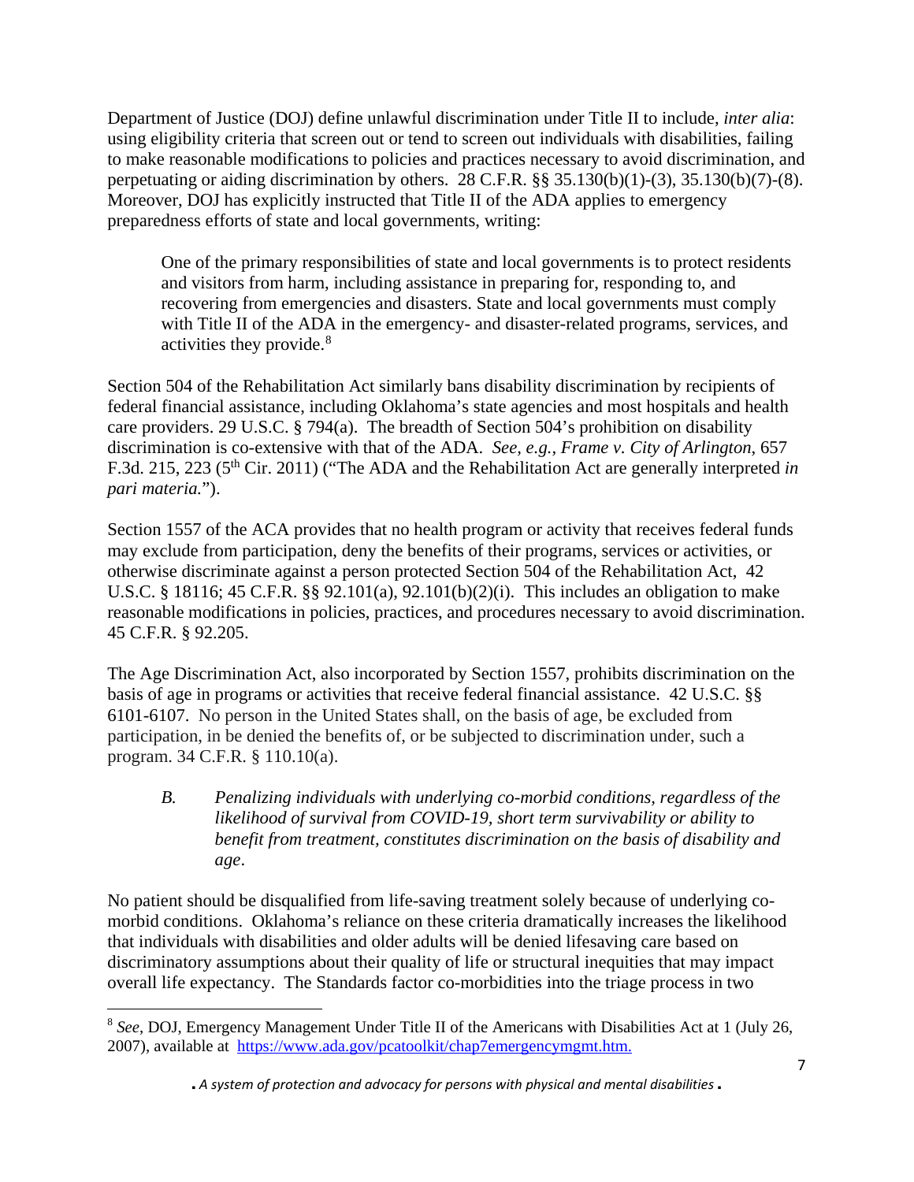Department of Justice (DOJ) define unlawful discrimination under Title II to include, *inter alia*: using eligibility criteria that screen out or tend to screen out individuals with disabilities, failing to make reasonable modifications to policies and practices necessary to avoid discrimination, and perpetuating or aiding discrimination by others. 28 C.F.R. §§ 35.130(b)(1)-(3), 35.130(b)(7)-(8). Moreover, DOJ has explicitly instructed that Title II of the ADA applies to emergency preparedness efforts of state and local governments, writing:

> One of the primary responsibilities of state and local governments is to protect residents and visitors from harm, including assistance in preparing for, responding to, and recovering from emergencies and disasters. State and local governments must comply with Title II of the ADA in the emergency- and disaster-related programs, services, and activities they provide.[8]

Section 504 of the Rehabilitation Act similarly bans disability discrimination by recipients of federal financial assistance, including Oklahoma's state agencies and most hospitals and health care providers. 29 U.S.C. § 794(a). The breadth of Section 504's prohibition on disability discrimination is co-extensive with that of the ADA. *See, e.g., Frame v. City of Arlington*, 657 F.3d. 215, 223 (5th Cir. 2011) ("The ADA and the Rehabilitation Act are generally interpreted *in pari materia.*").

Section 1557 of the ACA provides that no health program or activity that receives federal funds may exclude from participation, deny the benefits of their programs, services or activities, or otherwise discriminate against a person protected Section 504 of the Rehabilitation Act, 42 U.S.C. § 18116; 45 C.F.R. §§ 92.101(a), 92.101(b)(2)(i). This includes an obligation to make reasonable modifications in policies, practices, and procedures necessary to avoid discrimination. 45 C.F.R. § 92.205.

The Age Discrimination Act, also incorporated by Section 1557, prohibits discrimination on the basis of age in programs or activities that receive federal financial assistance. 42 U.S.C. §§ 6101-6107. No person in the United States shall, on the basis of age, be excluded from participation, in be denied the benefits of, or be subjected to discrimination under, such a program. 34 C.F.R. § 110.10(a).

### *B. Penalizing individuals with underlying co-morbid conditions, regardless of the likelihood of survival from COVID-19, short term survivability or ability to benefit from treatment, constitutes discrimination on the basis of disability and age.*

No patient should be disqualified from life-saving treatment solely because of underlying co-morbid conditions. Oklahoma's reliance on these criteria dramatically increases the likelihood that individuals with disabilities and older adults will be denied lifesaving care based on discriminatory assumptions about their quality of life or structural inequities that may impact overall life expectancy. The Standards factor co-morbidities into the triage process in two

---

[8] *See*, DOJ, Emergency Management Under Title II of the Americans with Disabilities Act at 1 (July 26, 2007), available at https://www.ada.gov/pcatoolkit/chap7emergencymgmt.htm.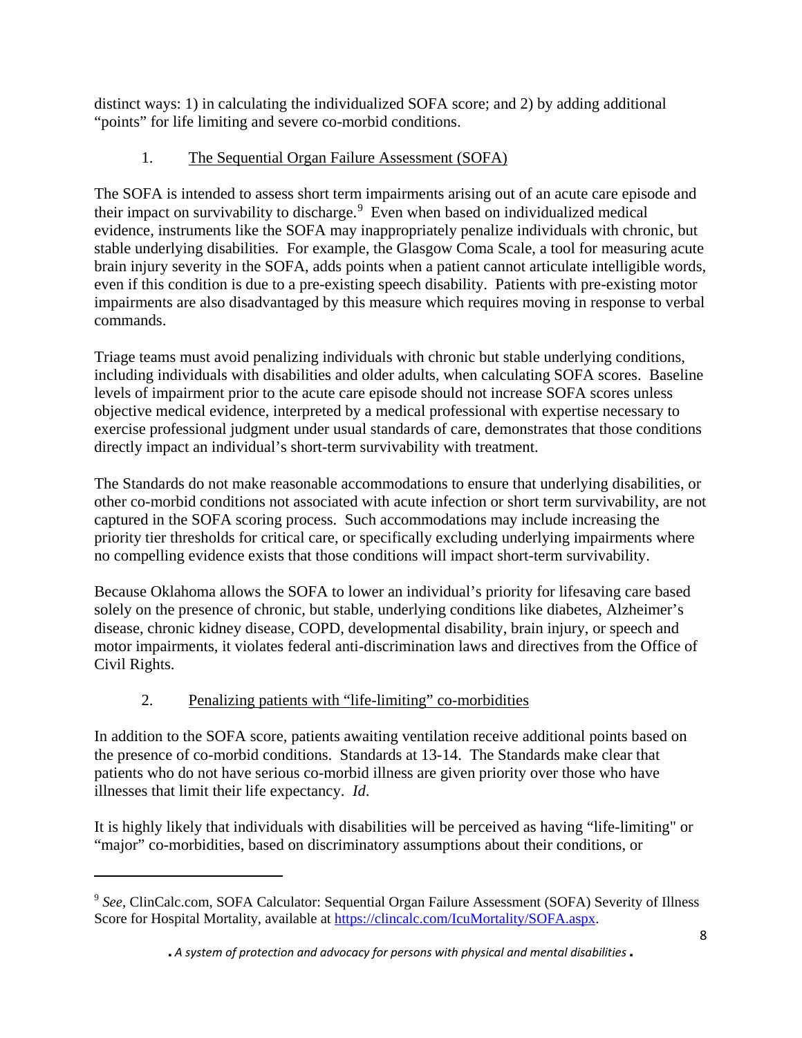distinct ways: 1) in calculating the individualized SOFA score; and 2) by adding additional "points" for life limiting and severe co-morbid conditions.

1. The Sequential Organ Failure Assessment (SOFA)

The SOFA is intended to assess short term impairments arising out of an acute care episode and their impact on survivability to discharge.[9] Even when based on individualized medical evidence, instruments like the SOFA may inappropriately penalize individuals with chronic, but stable underlying disabilities. For example, the Glasgow Coma Scale, a tool for measuring acute brain injury severity in the SOFA, adds points when a patient cannot articulate intelligible words, even if this condition is due to a pre-existing speech disability. Patients with pre-existing motor impairments are also disadvantaged by this measure which requires moving in response to verbal commands.

Triage teams must avoid penalizing individuals with chronic but stable underlying conditions, including individuals with disabilities and older adults, when calculating SOFA scores. Baseline levels of impairment prior to the acute care episode should not increase SOFA scores unless objective medical evidence, interpreted by a medical professional with expertise necessary to exercise professional judgment under usual standards of care, demonstrates that those conditions directly impact an individual's short-term survivability with treatment.

The Standards do not make reasonable accommodations to ensure that underlying disabilities, or other co-morbid conditions not associated with acute infection or short term survivability, are not captured in the SOFA scoring process. Such accommodations may include increasing the priority tier thresholds for critical care, or specifically excluding underlying impairments where no compelling evidence exists that those conditions will impact short-term survivability.

Because Oklahoma allows the SOFA to lower an individual's priority for lifesaving care based solely on the presence of chronic, but stable, underlying conditions like diabetes, Alzheimer's disease, chronic kidney disease, COPD, developmental disability, brain injury, or speech and motor impairments, it violates federal anti-discrimination laws and directives from the Office of Civil Rights.

2. Penalizing patients with "life-limiting" co-morbidities

In addition to the SOFA score, patients awaiting ventilation receive additional points based on the presence of co-morbid conditions. Standards at 13-14. The Standards make clear that patients who do not have serious co-morbid illness are given priority over those who have illnesses that limit their life expectancy. *Id.*

It is highly likely that individuals with disabilities will be perceived as having "life-limiting" or "major" co-morbidities, based on discriminatory assumptions about their conditions, or

---

[9] *See*, ClinCalc.com, SOFA Calculator: Sequential Organ Failure Assessment (SOFA) Severity of Illness Score for Hospital Mortality, available at https://clincalc.com/IcuMortality/SOFA.aspx.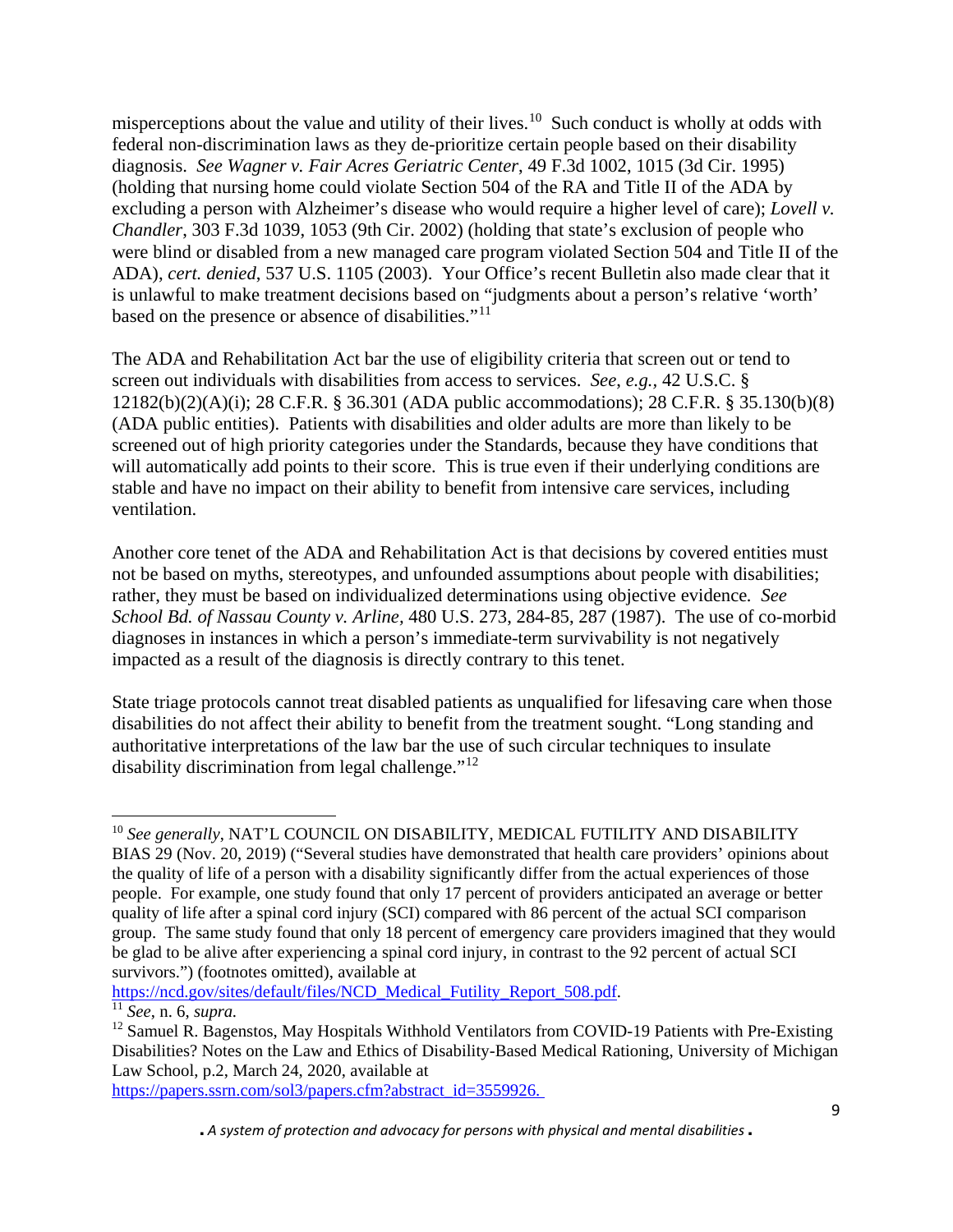misperceptions about the value and utility of their lives.[10] Such conduct is wholly at odds with federal non-discrimination laws as they de-prioritize certain people based on their disability diagnosis. *See Wagner v. Fair Acres Geriatric Center*, 49 F.3d 1002, 1015 (3d Cir. 1995) (holding that nursing home could violate Section 504 of the RA and Title II of the ADA by excluding a person with Alzheimer's disease who would require a higher level of care); *Lovell v. Chandler*, 303 F.3d 1039, 1053 (9th Cir. 2002) (holding that state's exclusion of people who were blind or disabled from a new managed care program violated Section 504 and Title II of the ADA), *cert. denied*, 537 U.S. 1105 (2003). Your Office's recent Bulletin also made clear that it is unlawful to make treatment decisions based on "judgments about a person's relative 'worth' based on the presence or absence of disabilities."[11]

The ADA and Rehabilitation Act bar the use of eligibility criteria that screen out or tend to screen out individuals with disabilities from access to services. *See, e.g.*, 42 U.S.C. § 12182(b)(2)(A)(i); 28 C.F.R. § 36.301 (ADA public accommodations); 28 C.F.R. § 35.130(b)(8) (ADA public entities). Patients with disabilities and older adults are more than likely to be screened out of high priority categories under the Standards, because they have conditions that will automatically add points to their score. This is true even if their underlying conditions are stable and have no impact on their ability to benefit from intensive care services, including ventilation.

Another core tenet of the ADA and Rehabilitation Act is that decisions by covered entities must not be based on myths, stereotypes, and unfounded assumptions about people with disabilities; rather, they must be based on individualized determinations using objective evidence. *See School Bd. of Nassau County v. Arline*, 480 U.S. 273, 284-85, 287 (1987). The use of co-morbid diagnoses in instances in which a person's immediate-term survivability is not negatively impacted as a result of the diagnosis is directly contrary to this tenet.

State triage protocols cannot treat disabled patients as unqualified for lifesaving care when those disabilities do not affect their ability to benefit from the treatment sought. "Long standing and authoritative interpretations of the law bar the use of such circular techniques to insulate disability discrimination from legal challenge."[12]

---

[10] *See generally*, NAT'L COUNCIL ON DISABILITY, MEDICAL FUTILITY AND DISABILITY BIAS 29 (Nov. 20, 2019) ("Several studies have demonstrated that health care providers' opinions about the quality of life of a person with a disability significantly differ from the actual experiences of those people. For example, one study found that only 17 percent of providers anticipated an average or better quality of life after a spinal cord injury (SCI) compared with 86 percent of the actual SCI comparison group. The same study found that only 18 percent of emergency care providers imagined that they would be glad to be alive after experiencing a spinal cord injury, in contrast to the 92 percent of actual SCI survivors.") (footnotes omitted), available at https://ncd.gov/sites/default/files/NCD_Medical_Futility_Report_508.pdf.

[11] *See*, n. 6, *supra.*

[12] Samuel R. Bagenstos, May Hospitals Withhold Ventilators from COVID-19 Patients with Pre-Existing Disabilities? Notes on the Law and Ethics of Disability-Based Medical Rationing, University of Michigan Law School, p.2, March 24, 2020, available at https://papers.ssrn.com/sol3/papers.cfm?abstract_id=3559926.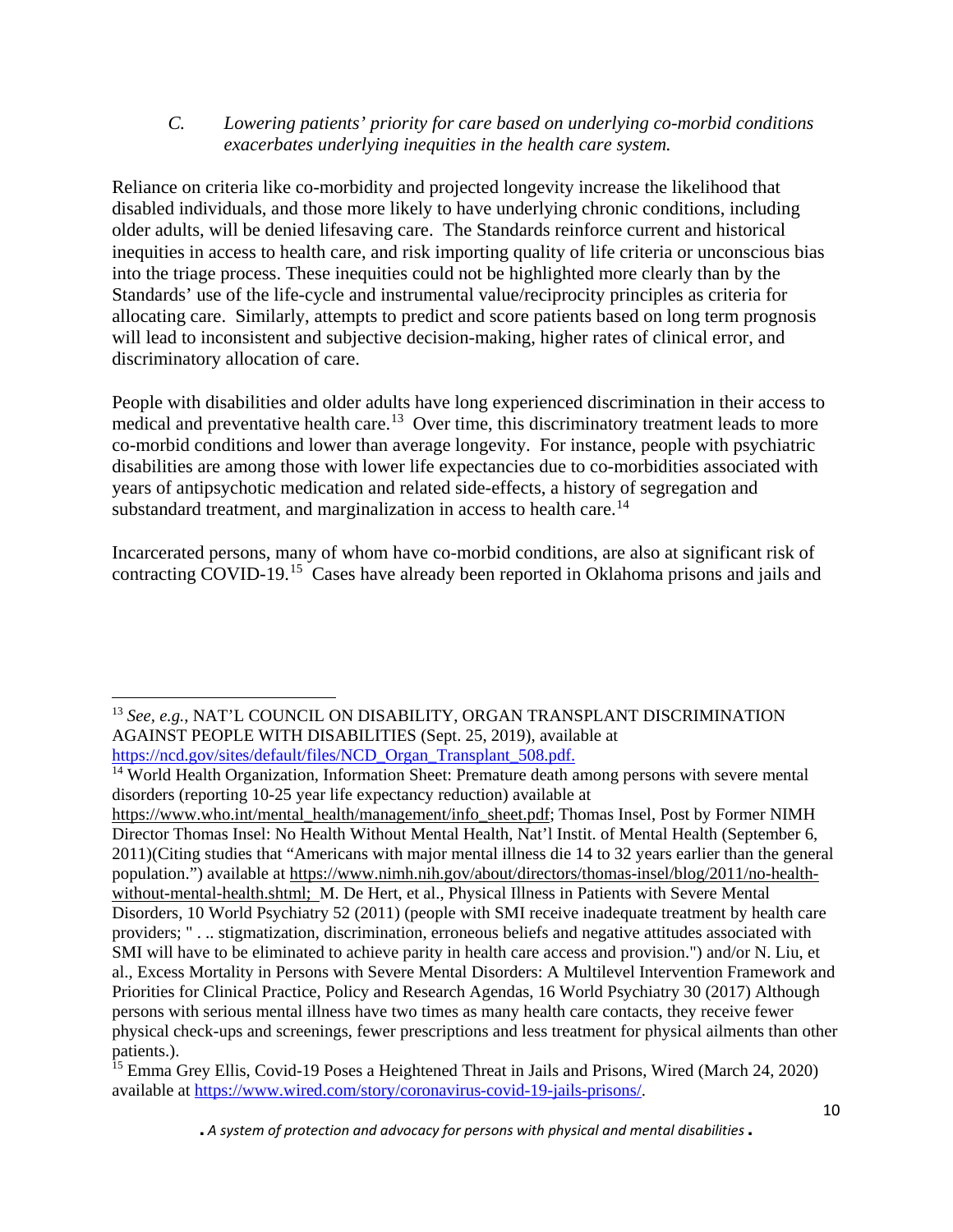### *C. Lowering patients' priority for care based on underlying co-morbid conditions exacerbates underlying inequities in the health care system.*

Reliance on criteria like co-morbidity and projected longevity increase the likelihood that disabled individuals, and those more likely to have underlying chronic conditions, including older adults, will be denied lifesaving care. The Standards reinforce current and historical inequities in access to health care, and risk importing quality of life criteria or unconscious bias into the triage process. These inequities could not be highlighted more clearly than by the Standards' use of the life-cycle and instrumental value/reciprocity principles as criteria for allocating care. Similarly, attempts to predict and score patients based on long term prognosis will lead to inconsistent and subjective decision-making, higher rates of clinical error, and discriminatory allocation of care.

People with disabilities and older adults have long experienced discrimination in their access to medical and preventative health care.[13] Over time, this discriminatory treatment leads to more co-morbid conditions and lower than average longevity. For instance, people with psychiatric disabilities are among those with lower life expectancies due to co-morbidities associated with years of antipsychotic medication and related side-effects, a history of segregation and substandard treatment, and marginalization in access to health care.[14]

Incarcerated persons, many of whom have co-morbid conditions, are also at significant risk of contracting COVID-19.[15] Cases have already been reported in Oklahoma prisons and jails and

---

[13] *See, e.g.*, NAT'L COUNCIL ON DISABILITY, ORGAN TRANSPLANT DISCRIMINATION AGAINST PEOPLE WITH DISABILITIES (Sept. 25, 2019), available at https://ncd.gov/sites/default/files/NCD_Organ_Transplant_508.pdf.

[14] World Health Organization, Information Sheet: Premature death among persons with severe mental disorders (reporting 10-25 year life expectancy reduction) available at https://www.who.int/mental_health/management/info_sheet.pdf; Thomas Insel, Post by Former NIMH Director Thomas Insel: No Health Without Mental Health, Nat'l Instit. of Mental Health (September 6, 2011)(Citing studies that "Americans with major mental illness die 14 to 32 years earlier than the general population.") available at https://www.nimh.nih.gov/about/directors/thomas-insel/blog/2011/no-health-without-mental-health.shtml; M. De Hert, et al., Physical Illness in Patients with Severe Mental Disorders, 10 World Psychiatry 52 (2011) (people with SMI receive inadequate treatment by health care providers; " . .. stigmatization, discrimination, erroneous beliefs and negative attitudes associated with SMI will have to be eliminated to achieve parity in health care access and provision.") and/or N. Liu, et al., Excess Mortality in Persons with Severe Mental Disorders: A Multilevel Intervention Framework and Priorities for Clinical Practice, Policy and Research Agendas, 16 World Psychiatry 30 (2017) Although persons with serious mental illness have two times as many health care contacts, they receive fewer physical check-ups and screenings, fewer prescriptions and less treatment for physical ailments than other patients.).

[15] Emma Grey Ellis, Covid-19 Poses a Heightened Threat in Jails and Prisons, Wired (March 24, 2020) available at https://www.wired.com/story/coronavirus-covid-19-jails-prisons/.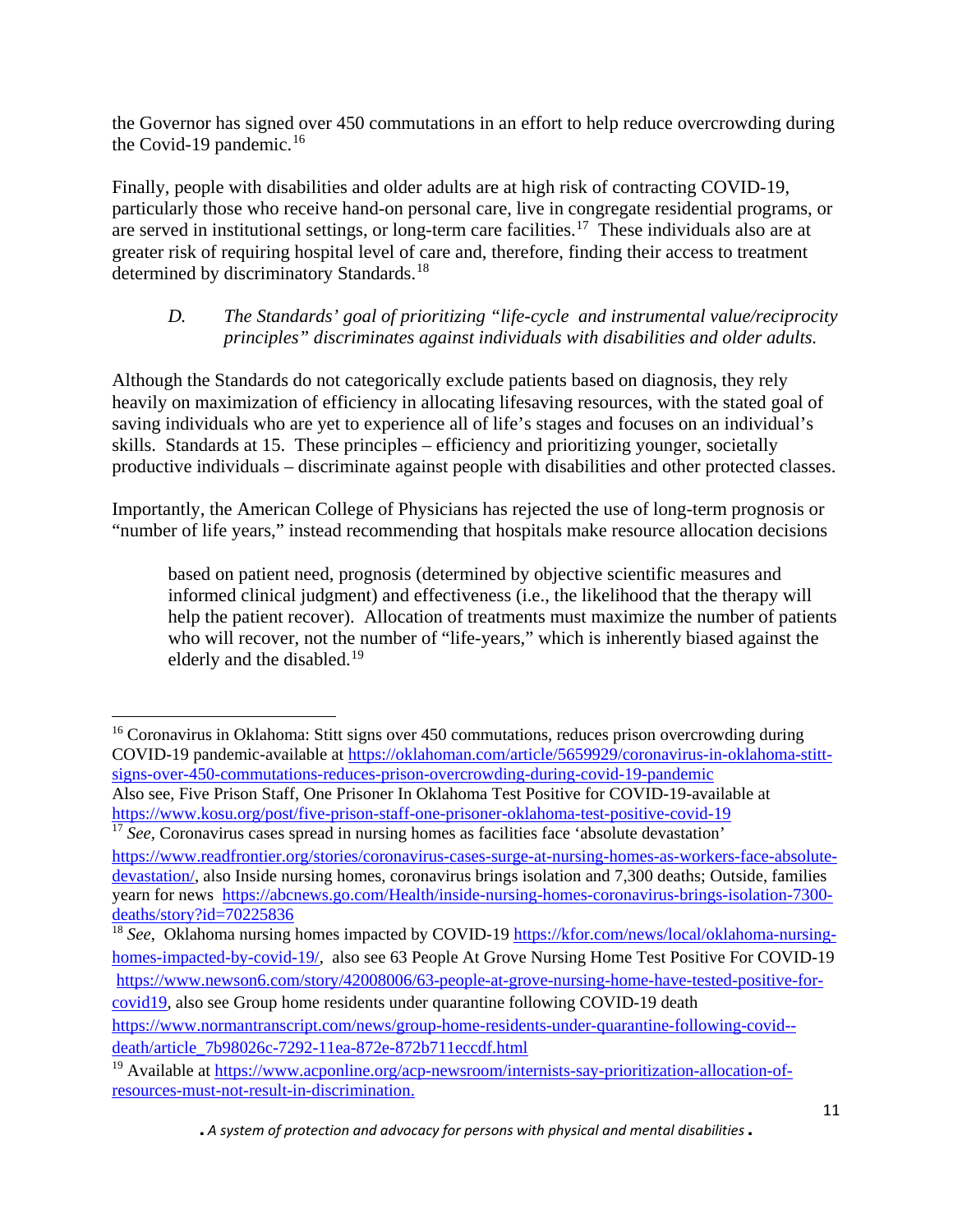the Governor has signed over 450 commutations in an effort to help reduce overcrowding during the Covid-19 pandemic.[16]

Finally, people with disabilities and older adults are at high risk of contracting COVID-19, particularly those who receive hand-on personal care, live in congregate residential programs, or are served in institutional settings, or long-term care facilities.[17] These individuals also are at greater risk of requiring hospital level of care and, therefore, finding their access to treatment determined by discriminatory Standards.[18]

### *D. The Standards' goal of prioritizing "life-cycle and instrumental value/reciprocity principles" discriminates against individuals with disabilities and older adults.*

Although the Standards do not categorically exclude patients based on diagnosis, they rely heavily on maximization of efficiency in allocating lifesaving resources, with the stated goal of saving individuals who are yet to experience all of life's stages and focuses on an individual's skills. Standards at 15. These principles – efficiency and prioritizing younger, societally productive individuals – discriminate against people with disabilities and other protected classes.

Importantly, the American College of Physicians has rejected the use of long-term prognosis or "number of life years," instead recommending that hospitals make resource allocation decisions

> based on patient need, prognosis (determined by objective scientific measures and informed clinical judgment) and effectiveness (i.e., the likelihood that the therapy will help the patient recover). Allocation of treatments must maximize the number of patients who will recover, not the number of "life-years," which is inherently biased against the elderly and the disabled.[19]

---

[16] Coronavirus in Oklahoma: Stitt signs over 450 commutations, reduces prison overcrowding during COVID-19 pandemic-available at https://oklahoman.com/article/5659929/coronavirus-in-oklahoma-stitt-signs-over-450-commutations-reduces-prison-overcrowding-during-covid-19-pandemic
Also see, Five Prison Staff, One Prisoner In Oklahoma Test Positive for COVID-19-available at https://www.kosu.org/post/five-prison-staff-one-prisoner-oklahoma-test-positive-covid-19

[17] *See*, Coronavirus cases spread in nursing homes as facilities face 'absolute devastation' https://www.readfrontier.org/stories/coronavirus-cases-surge-at-nursing-homes-as-workers-face-absolute-devastation/, also Inside nursing homes, coronavirus brings isolation and 7,300 deaths; Outside, families yearn for news https://abcnews.go.com/Health/inside-nursing-homes-coronavirus-brings-isolation-7300-deaths/story?id=70225836

[18] *See*, Oklahoma nursing homes impacted by COVID-19 https://kfor.com/news/local/oklahoma-nursing-homes-impacted-by-covid-19/, also see 63 People At Grove Nursing Home Test Positive For COVID-19 https://www.newson6.com/story/42008006/63-people-at-grove-nursing-home-have-tested-positive-for-covid19, also see Group home residents under quarantine following COVID-19 death https://www.normantranscript.com/news/group-home-residents-under-quarantine-following-covid--death/article_7b98026c-7292-11ea-872e-872b711eccdf.html

[19] Available at https://www.acponline.org/acp-newsroom/internists-say-prioritization-allocation-of-resources-must-not-result-in-discrimination.

*A system of protection and advocacy for persons with physical and mental disabilities*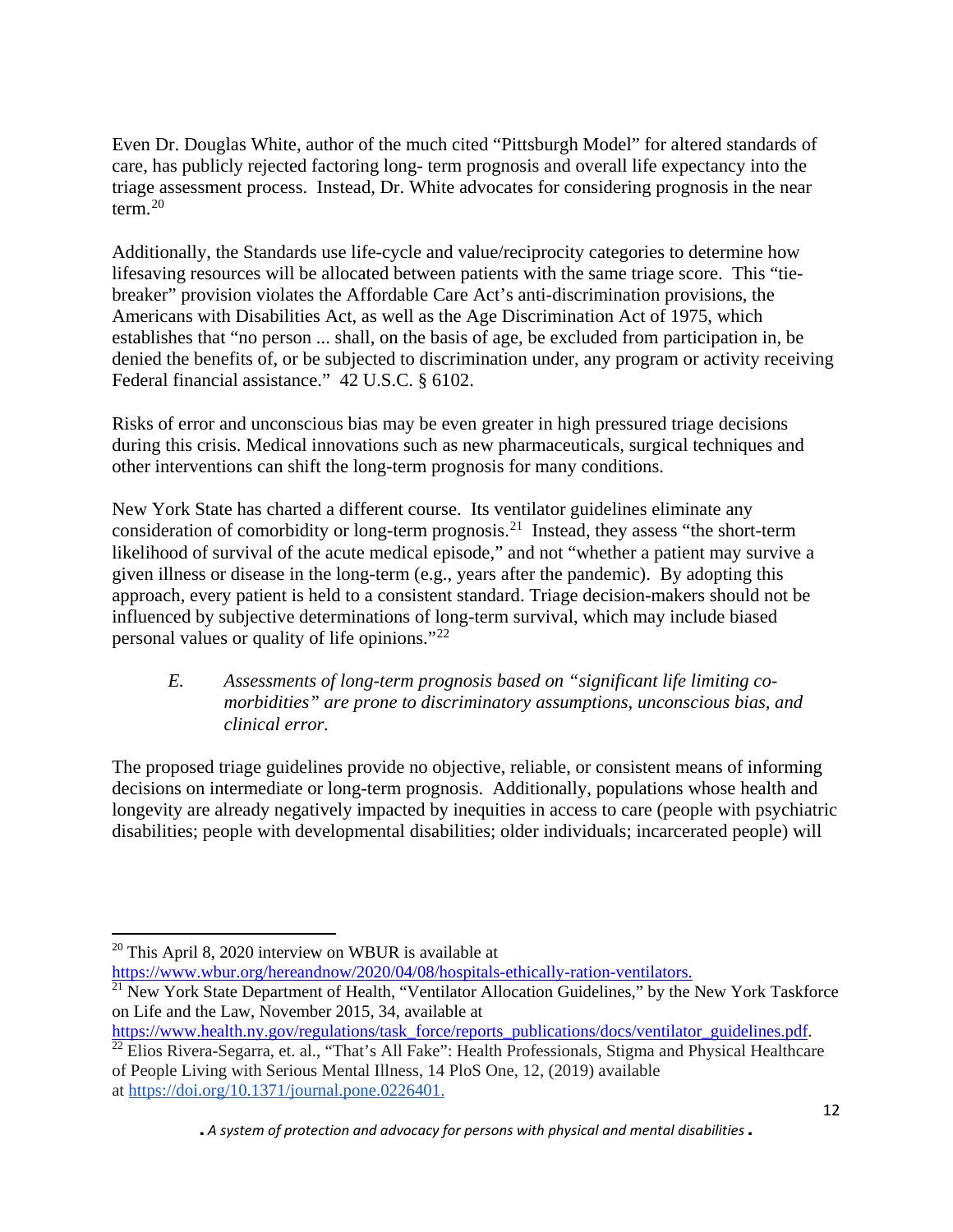Even Dr. Douglas White, author of the much cited "Pittsburgh Model" for altered standards of care, has publicly rejected factoring long- term prognosis and overall life expectancy into the triage assessment process. Instead, Dr. White advocates for considering prognosis in the near term.[20]

Additionally, the Standards use life-cycle and value/reciprocity categories to determine how lifesaving resources will be allocated between patients with the same triage score. This "tie-breaker" provision violates the Affordable Care Act's anti-discrimination provisions, the Americans with Disabilities Act, as well as the Age Discrimination Act of 1975, which establishes that "no person ... shall, on the basis of age, be excluded from participation in, be denied the benefits of, or be subjected to discrimination under, any program or activity receiving Federal financial assistance." 42 U.S.C. § 6102.

Risks of error and unconscious bias may be even greater in high pressured triage decisions during this crisis. Medical innovations such as new pharmaceuticals, surgical techniques and other interventions can shift the long-term prognosis for many conditions.

New York State has charted a different course. Its ventilator guidelines eliminate any consideration of comorbidity or long-term prognosis.[21] Instead, they assess "the short-term likelihood of survival of the acute medical episode," and not "whether a patient may survive a given illness or disease in the long-term (e.g., years after the pandemic). By adopting this approach, every patient is held to a consistent standard. Triage decision-makers should not be influenced by subjective determinations of long-term survival, which may include biased personal values or quality of life opinions."[22]

> *E. Assessments of long-term prognosis based on "significant life limiting co-morbidities" are prone to discriminatory assumptions, unconscious bias, and clinical error.*

The proposed triage guidelines provide no objective, reliable, or consistent means of informing decisions on intermediate or long-term prognosis. Additionally, populations whose health and longevity are already negatively impacted by inequities in access to care (people with psychiatric disabilities; people with developmental disabilities; older individuals; incarcerated people) will

---

[20] This April 8, 2020 interview on WBUR is available at https://www.wbur.org/hereandnow/2020/04/08/hospitals-ethically-ration-ventilators.

[21] New York State Department of Health, "Ventilator Allocation Guidelines," by the New York Taskforce on Life and the Law, November 2015, 34, available at https://www.health.ny.gov/regulations/task_force/reports_publications/docs/ventilator_guidelines.pdf.

[22] Elios Rivera-Segarra, et. al., "That's All Fake": Health Professionals, Stigma and Physical Healthcare of People Living with Serious Mental Illness, 14 PloS One, 12, (2019) available at https://doi.org/10.1371/journal.pone.0226401.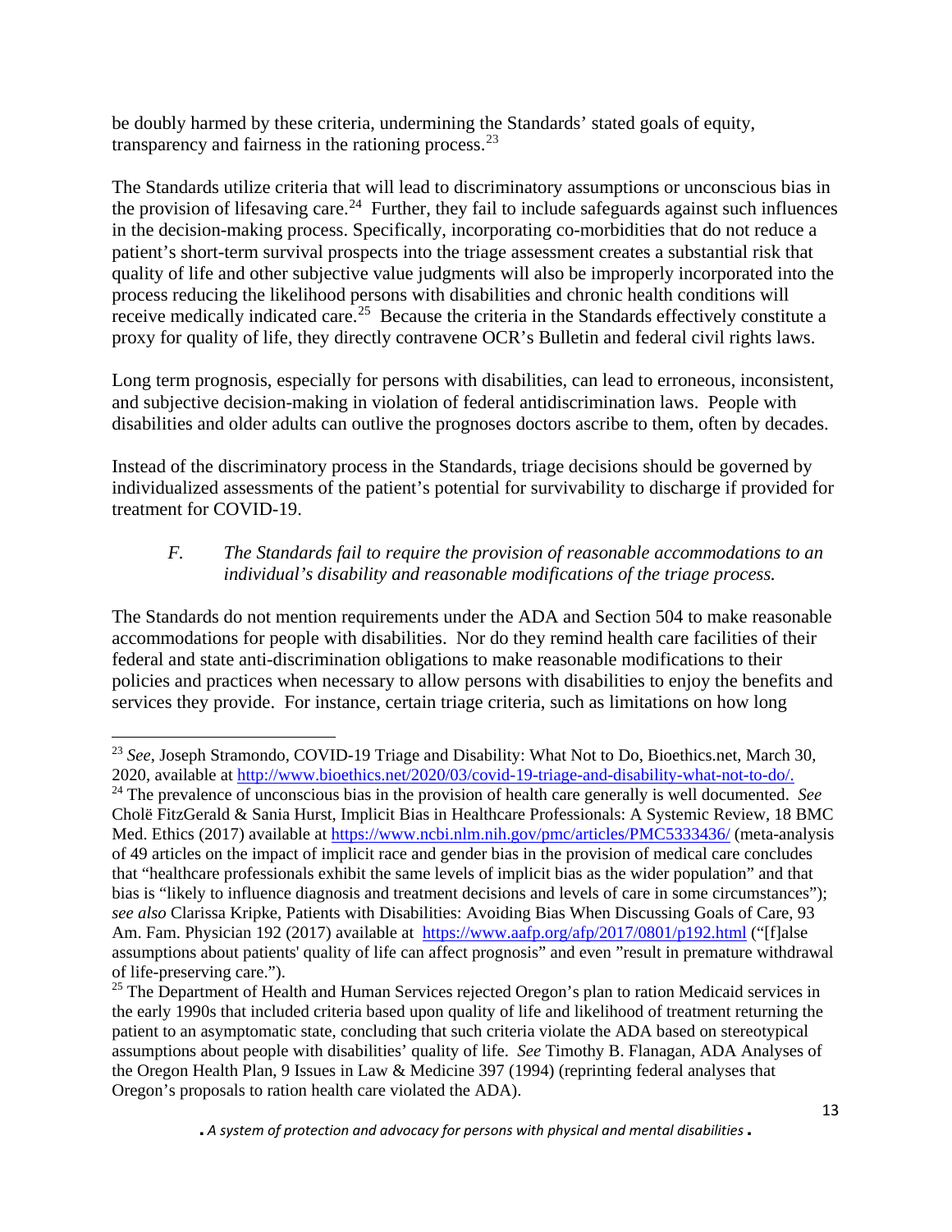be doubly harmed by these criteria, undermining the Standards' stated goals of equity, transparency and fairness in the rationing process.[23]

The Standards utilize criteria that will lead to discriminatory assumptions or unconscious bias in the provision of lifesaving care.[24] Further, they fail to include safeguards against such influences in the decision-making process. Specifically, incorporating co-morbidities that do not reduce a patient's short-term survival prospects into the triage assessment creates a substantial risk that quality of life and other subjective value judgments will also be improperly incorporated into the process reducing the likelihood persons with disabilities and chronic health conditions will receive medically indicated care.[25] Because the criteria in the Standards effectively constitute a proxy for quality of life, they directly contravene OCR's Bulletin and federal civil rights laws.

Long term prognosis, especially for persons with disabilities, can lead to erroneous, inconsistent, and subjective decision-making in violation of federal antidiscrimination laws. People with disabilities and older adults can outlive the prognoses doctors ascribe to them, often by decades.

Instead of the discriminatory process in the Standards, triage decisions should be governed by individualized assessments of the patient's potential for survivability to discharge if provided for treatment for COVID-19.

### *F. The Standards fail to require the provision of reasonable accommodations to an individual's disability and reasonable modifications of the triage process.*

The Standards do not mention requirements under the ADA and Section 504 to make reasonable accommodations for people with disabilities. Nor do they remind health care facilities of their federal and state anti-discrimination obligations to make reasonable modifications to their policies and practices when necessary to allow persons with disabilities to enjoy the benefits and services they provide. For instance, certain triage criteria, such as limitations on how long

---

[23] *See*, Joseph Stramondo, COVID-19 Triage and Disability: What Not to Do, Bioethics.net, March 30, 2020, available at http://www.bioethics.net/2020/03/covid-19-triage-and-disability-what-not-to-do/.

[24] The prevalence of unconscious bias in the provision of health care generally is well documented. *See* Cholë FitzGerald & Sania Hurst, Implicit Bias in Healthcare Professionals: A Systemic Review, 18 BMC Med. Ethics (2017) available at https://www.ncbi.nlm.nih.gov/pmc/articles/PMC5333436/ (meta-analysis of 49 articles on the impact of implicit race and gender bias in the provision of medical care concludes that "healthcare professionals exhibit the same levels of implicit bias as the wider population" and that bias is "likely to influence diagnosis and treatment decisions and levels of care in some circumstances"); *see also* Clarissa Kripke, Patients with Disabilities: Avoiding Bias When Discussing Goals of Care, 93 Am. Fam. Physician 192 (2017) available at https://www.aafp.org/afp/2017/0801/p192.html ("[f]alse assumptions about patients' quality of life can affect prognosis" and even "result in premature withdrawal of life-preserving care.").

[25] The Department of Health and Human Services rejected Oregon's plan to ration Medicaid services in the early 1990s that included criteria based upon quality of life and likelihood of treatment returning the patient to an asymptomatic state, concluding that such criteria violate the ADA based on stereotypical assumptions about people with disabilities' quality of life. *See* Timothy B. Flanagan, ADA Analyses of the Oregon Health Plan, 9 Issues in Law & Medicine 397 (1994) (reprinting federal analyses that Oregon's proposals to ration health care violated the ADA).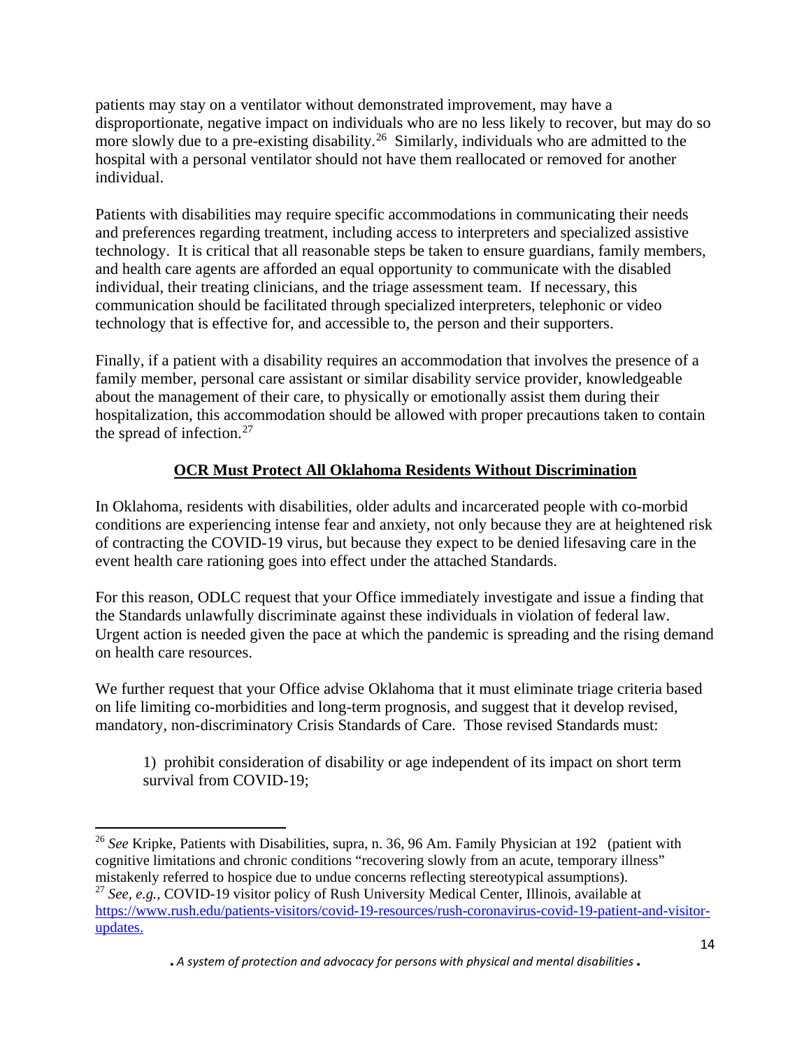patients may stay on a ventilator without demonstrated improvement, may have a disproportionate, negative impact on individuals who are no less likely to recover, but may do so more slowly due to a pre-existing disability.[26] Similarly, individuals who are admitted to the hospital with a personal ventilator should not have them reallocated or removed for another individual.

Patients with disabilities may require specific accommodations in communicating their needs and preferences regarding treatment, including access to interpreters and specialized assistive technology. It is critical that all reasonable steps be taken to ensure guardians, family members, and health care agents are afforded an equal opportunity to communicate with the disabled individual, their treating clinicians, and the triage assessment team. If necessary, this communication should be facilitated through specialized interpreters, telephonic or video technology that is effective for, and accessible to, the person and their supporters.

Finally, if a patient with a disability requires an accommodation that involves the presence of a family member, personal care assistant or similar disability service provider, knowledgeable about the management of their care, to physically or emotionally assist them during their hospitalization, this accommodation should be allowed with proper precautions taken to contain the spread of infection.[27]

## OCR Must Protect All Oklahoma Residents Without Discrimination

In Oklahoma, residents with disabilities, older adults and incarcerated people with co-morbid conditions are experiencing intense fear and anxiety, not only because they are at heightened risk of contracting the COVID-19 virus, but because they expect to be denied lifesaving care in the event health care rationing goes into effect under the attached Standards.

For this reason, ODLC request that your Office immediately investigate and issue a finding that the Standards unlawfully discriminate against these individuals in violation of federal law. Urgent action is needed given the pace at which the pandemic is spreading and the rising demand on health care resources.

We further request that your Office advise Oklahoma that it must eliminate triage criteria based on life limiting co-morbidities and long-term prognosis, and suggest that it develop revised, mandatory, non-discriminatory Crisis Standards of Care. Those revised Standards must:

1) prohibit consideration of disability or age independent of its impact on short term survival from COVID-19;

---

[26] *See* Kripke, Patients with Disabilities, supra, n. 36, 96 Am. Family Physician at 192 (patient with cognitive limitations and chronic conditions "recovering slowly from an acute, temporary illness" mistakenly referred to hospice due to undue concerns reflecting stereotypical assumptions).

[27] *See, e.g.*, COVID-19 visitor policy of Rush University Medical Center, Illinois, available at https://www.rush.edu/patients-visitors/covid-19-resources/rush-coronavirus-covid-19-patient-and-visitor-updates.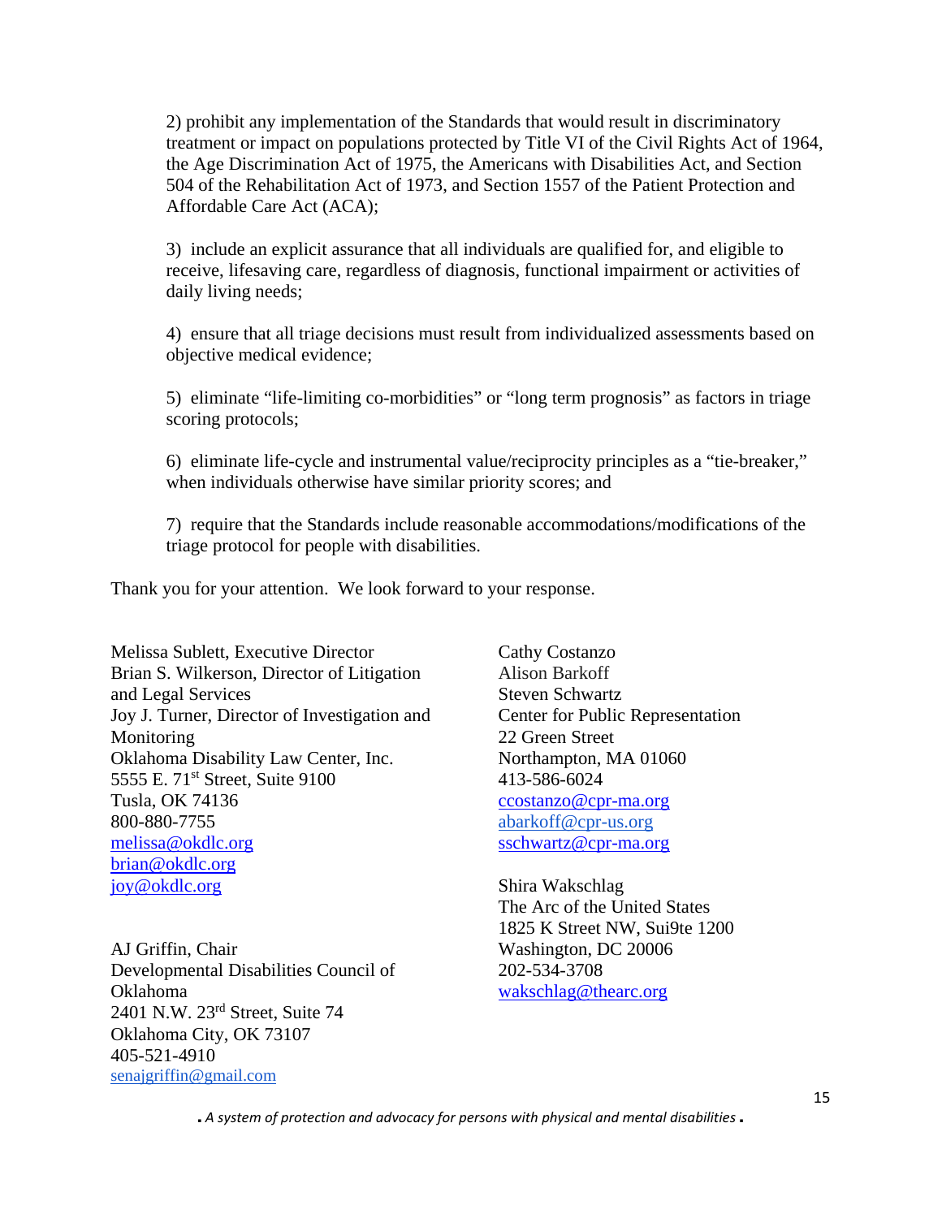2) prohibit any implementation of the Standards that would result in discriminatory treatment or impact on populations protected by Title VI of the Civil Rights Act of 1964, the Age Discrimination Act of 1975, the Americans with Disabilities Act, and Section 504 of the Rehabilitation Act of 1973, and Section 1557 of the Patient Protection and Affordable Care Act (ACA);

3) include an explicit assurance that all individuals are qualified for, and eligible to receive, lifesaving care, regardless of diagnosis, functional impairment or activities of daily living needs;

4) ensure that all triage decisions must result from individualized assessments based on objective medical evidence;

5) eliminate "life-limiting co-morbidities" or "long term prognosis" as factors in triage scoring protocols;

6) eliminate life-cycle and instrumental value/reciprocity principles as a "tie-breaker," when individuals otherwise have similar priority scores; and

7) require that the Standards include reasonable accommodations/modifications of the triage protocol for people with disabilities.

Thank you for your attention. We look forward to your response.

Melissa Sublett, Executive Director
Brian S. Wilkerson, Director of Litigation and Legal Services
Joy J. Turner, Director of Investigation and Monitoring
Oklahoma Disability Law Center, Inc.
5555 E. 71st Street, Suite 9100
Tusla, OK 74136
800-880-7755
melissa@okdlc.org
brian@okdlc.org
joy@okdlc.org

AJ Griffin, Chair
Developmental Disabilities Council of Oklahoma
2401 N.W. 23rd Street, Suite 74
Oklahoma City, OK 73107
405-521-4910
senajgriffin@gmail.com

Cathy Costanzo
Alison Barkoff
Steven Schwartz
Center for Public Representation
22 Green Street
Northampton, MA 01060
413-586-6024
ccostanzo@cpr-ma.org
abarkoff@cpr-us.org
sschwartz@cpr-ma.org

Shira Wakschlag
The Arc of the United States
1825 K Street NW, Sui9te 1200
Washington, DC 20006
202-534-3708
wakschlag@thearc.org

*A system of protection and advocacy for persons with physical and mental disabilities*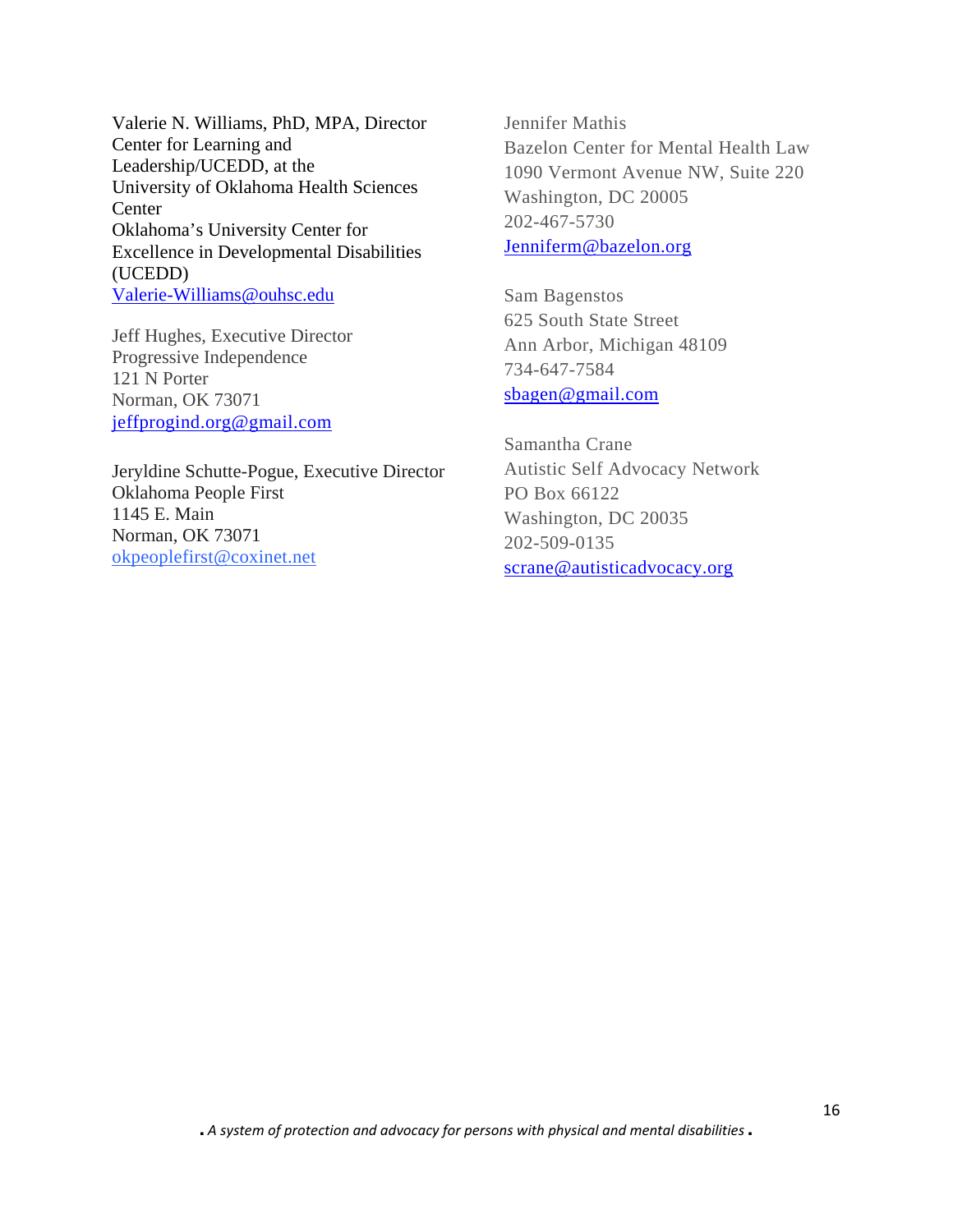Valerie N. Williams, PhD, MPA, Director
Center for Learning and Leadership/UCEDD, at the University of Oklahoma Health Sciences Center
Oklahoma's University Center for Excellence in Developmental Disabilities (UCEDD)
Valerie-Williams@ouhsc.edu

Jeff Hughes, Executive Director
Progressive Independence
121 N Porter
Norman, OK 73071
jeffprogind.org@gmail.com

Jeryldine Schutte-Pogue, Executive Director
Oklahoma People First
1145 E. Main
Norman, OK 73071
okpeoplefirst@coxinet.net

Jennifer Mathis
Bazelon Center for Mental Health Law
1090 Vermont Avenue NW, Suite 220
Washington, DC 20005
202-467-5730
Jenniferm@bazelon.org

Sam Bagenstos
625 South State Street
Ann Arbor, Michigan 48109
734-647-7584
sbagen@gmail.com

Samantha Crane
Autistic Self Advocacy Network
PO Box 66122
Washington, DC 20035
202-509-0135
scrane@autisticadvocacy.org